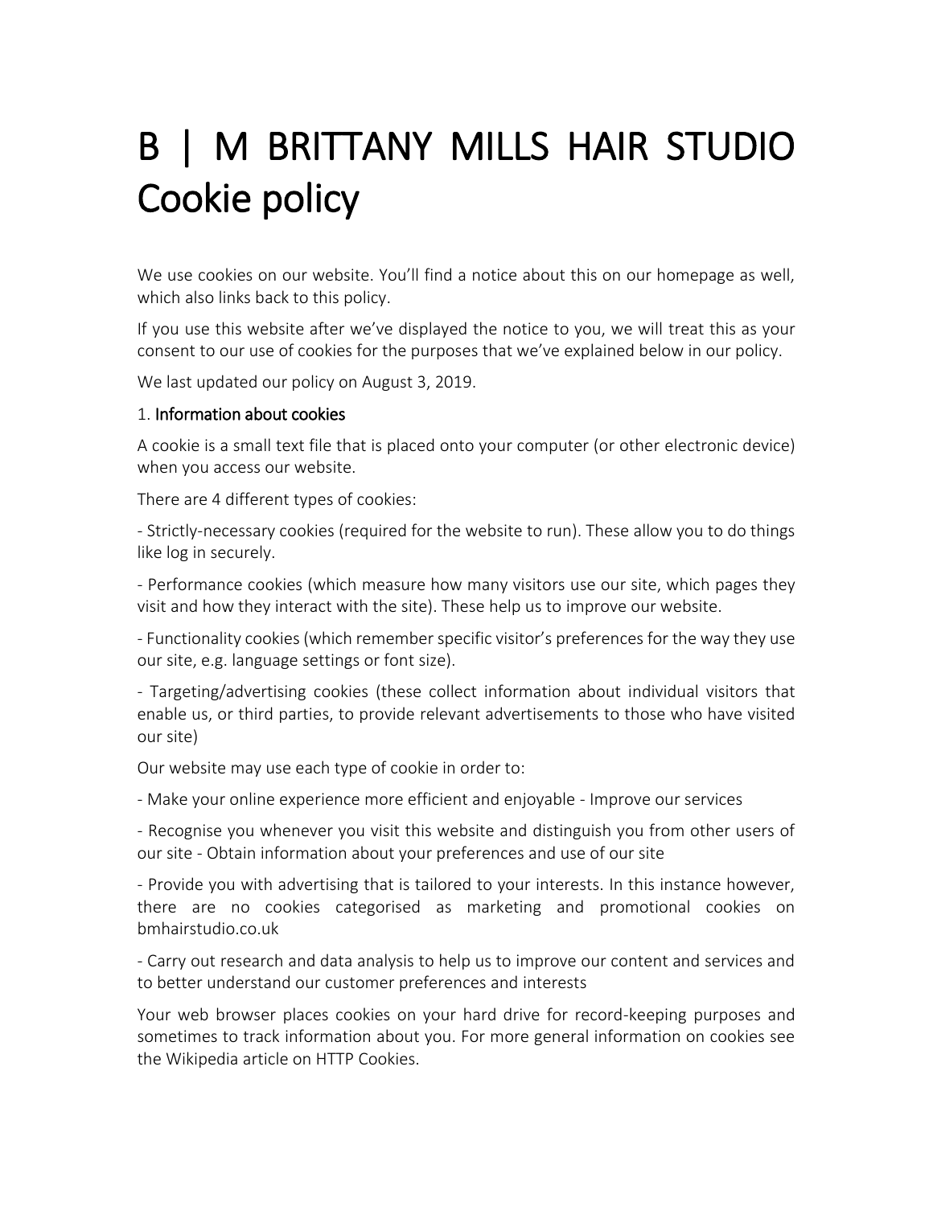# B | M BRITTANY MILLS HAIR STUDIO Cookie policy

We use cookies on our website. You'll find a notice about this on our homepage as well, which also links back to this policy.

If you use this website after we've displayed the notice to you, we will treat this as your consent to our use of cookies for the purposes that we've explained below in our policy.

We last updated our policy on August 3, 2019.

1. **Information about cookies**

A cookie is a small text file that is placed onto your computer (or other electronic device) when you access our website.

There are 4 different types of cookies:

- Strictly-necessary cookies (required for the website to run). These allow you to do things like log in securely.

- Performance cookies (which measure how many visitors use our site, which pages they visit and how they interact with the site). These help us to improve our website.

- Functionality cookies (which remember specific visitor's preferences for the way they use our site, e.g. language settings or font size).

- Targeting/advertising cookies (these collect information about individual visitors that enable us, or third parties, to provide relevant advertisements to those who have visited our site)

Our website may use each type of cookie in order to:

- Make your online experience more efficient and enjoyable - Improve our services

- Recognise you whenever you visit this website and distinguish you from other users of our site - Obtain information about your preferences and use of our site

- Provide you with advertising that is tailored to your interests. In this instance however, there are no cookies categorised as marketing and promotional cookies on bmhairstudio.co.uk

- Carry out research and data analysis to help us to improve our content and services and to better understand our customer preferences and interests

Your web browser places cookies on your hard drive for record-keeping purposes and sometimes to track information about you. For more general information on cookies see the Wikipedia article on HTTP Cookies.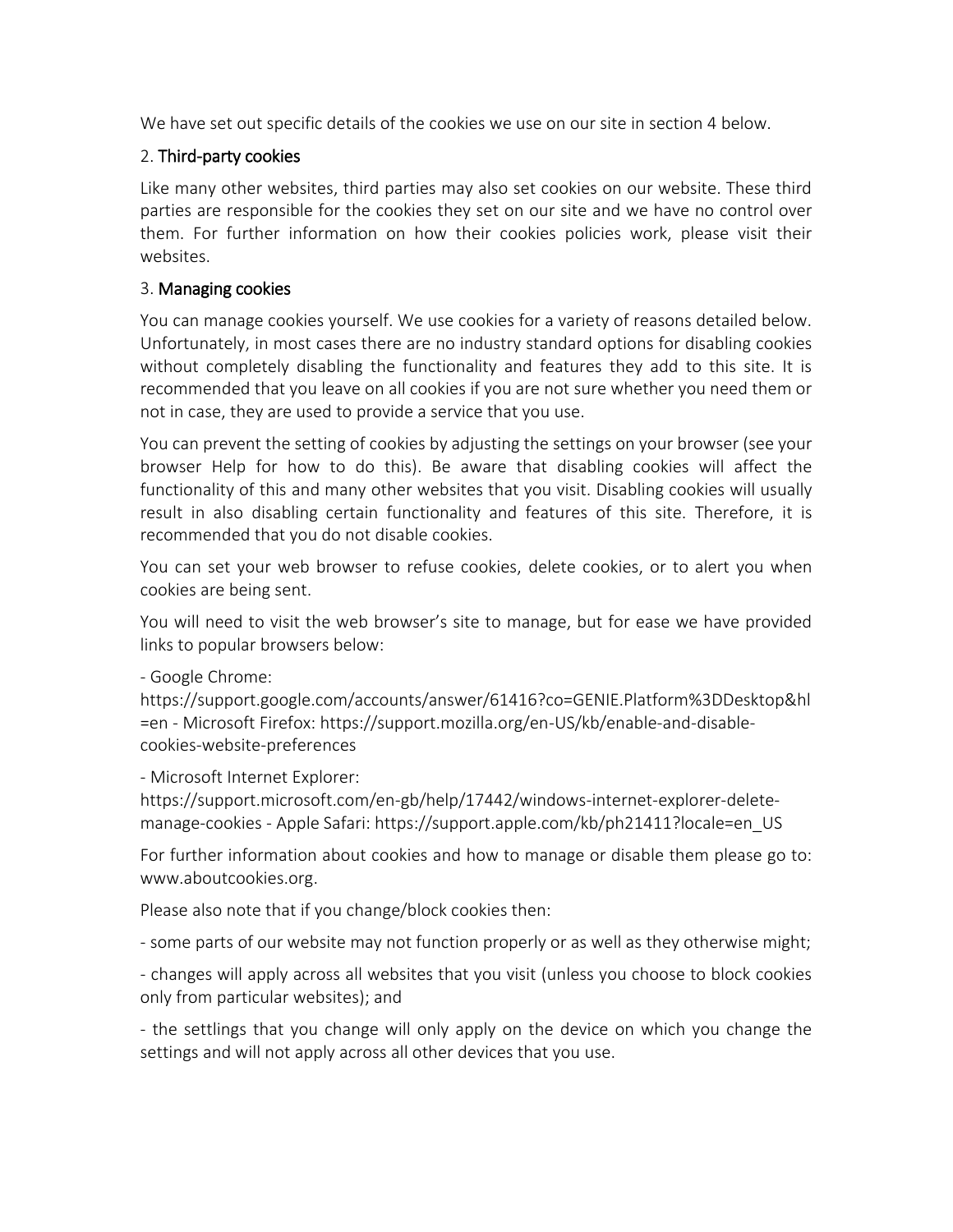We have set out specific details of the cookies we use on our site in section 4 below.

## 2. Third-party cookies

Like many other websites, third parties may also set cookies on our website. These third parties are responsible for the cookies they set on our site and we have no control over them. For further information on how their cookies policies work, please visit their websites.

## 3. Managing cookies

You can manage cookies yourself. We use cookies for a variety of reasons detailed below. Unfortunately, in most cases there are no industry standard options for disabling cookies without completely disabling the functionality and features they add to this site. It is recommended that you leave on all cookies if you are not sure whether you need them or not in case, they are used to provide a service that you use.

You can prevent the setting of cookies by adjusting the settings on your browser (see your browser Help for how to do this). Be aware that disabling cookies will affect the functionality of this and many other websites that you visit. Disabling cookies will usually result in also disabling certain functionality and features of this site. Therefore, it is recommended that you do not disable cookies.

You can set your web browser to refuse cookies, delete cookies, or to alert you when cookies are being sent.

You will need to visit the web browser's site to manage, but for ease we have provided links to popular browsers below:

- Google Chrome: https://support.google.com/accounts/answer/61416?co=GENIE.Platform%3DDesktop&hl=en - Microsoft Firefox: https://support.mozilla.org/en-US/kb/enable-and-disable-cookies-website-preferences

- Microsoft Internet Explorer: https://support.microsoft.com/en-gb/help/17442/windows-internet-explorer-delete-manage-cookies - Apple Safari: https://support.apple.com/kb/ph21411?locale=en_US

For further information about cookies and how to manage or disable them please go to: www.aboutcookies.org.

Please also note that if you change/block cookies then:

- some parts of our website may not function properly or as well as they otherwise might;

- changes will apply across all websites that you visit (unless you choose to block cookies only from particular websites); and

- the settlings that you change will only apply on the device on which you change the settings and will not apply across all other devices that you use.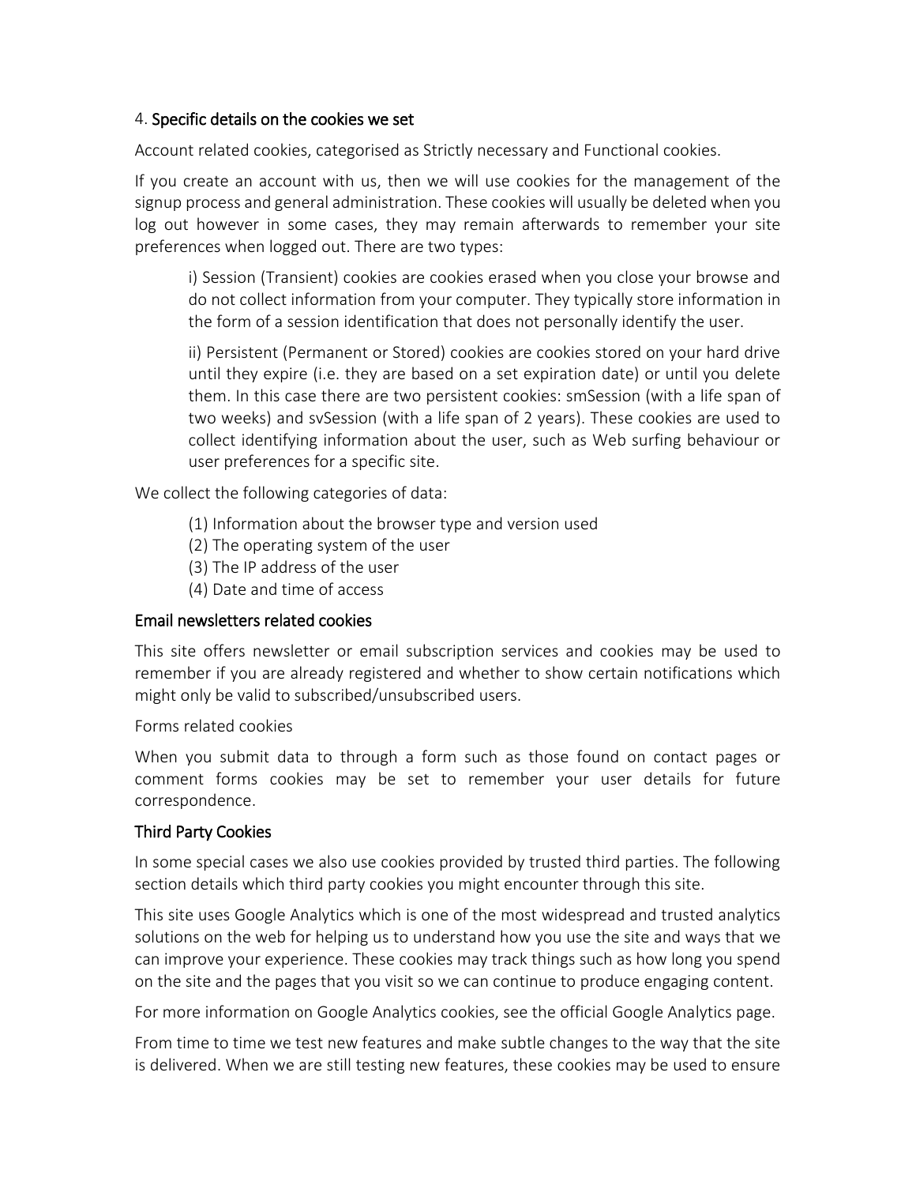## 4. Specific details on the cookies we set

Account related cookies, categorised as Strictly necessary and Functional cookies.

If you create an account with us, then we will use cookies for the management of the signup process and general administration. These cookies will usually be deleted when you log out however in some cases, they may remain afterwards to remember your site preferences when logged out. There are two types:

> i) Session (Transient) cookies are cookies erased when you close your browse and do not collect information from your computer. They typically store information in the form of a session identification that does not personally identify the user.
>
> ii) Persistent (Permanent or Stored) cookies are cookies stored on your hard drive until they expire (i.e. they are based on a set expiration date) or until you delete them. In this case there are two persistent cookies: smSession (with a life span of two weeks) and svSession (with a life span of 2 years). These cookies are used to collect identifying information about the user, such as Web surfing behaviour or user preferences for a specific site.

We collect the following categories of data:

(1) Information about the browser type and version used
(2) The operating system of the user
(3) The IP address of the user
(4) Date and time of access

### Email newsletters related cookies

This site offers newsletter or email subscription services and cookies may be used to remember if you are already registered and whether to show certain notifications which might only be valid to subscribed/unsubscribed users.

Forms related cookies

When you submit data to through a form such as those found on contact pages or comment forms cookies may be set to remember your user details for future correspondence.

### Third Party Cookies

In some special cases we also use cookies provided by trusted third parties. The following section details which third party cookies you might encounter through this site.

This site uses Google Analytics which is one of the most widespread and trusted analytics solutions on the web for helping us to understand how you use the site and ways that we can improve your experience. These cookies may track things such as how long you spend on the site and the pages that you visit so we can continue to produce engaging content.

For more information on Google Analytics cookies, see the official Google Analytics page.

From time to time we test new features and make subtle changes to the way that the site is delivered. When we are still testing new features, these cookies may be used to ensure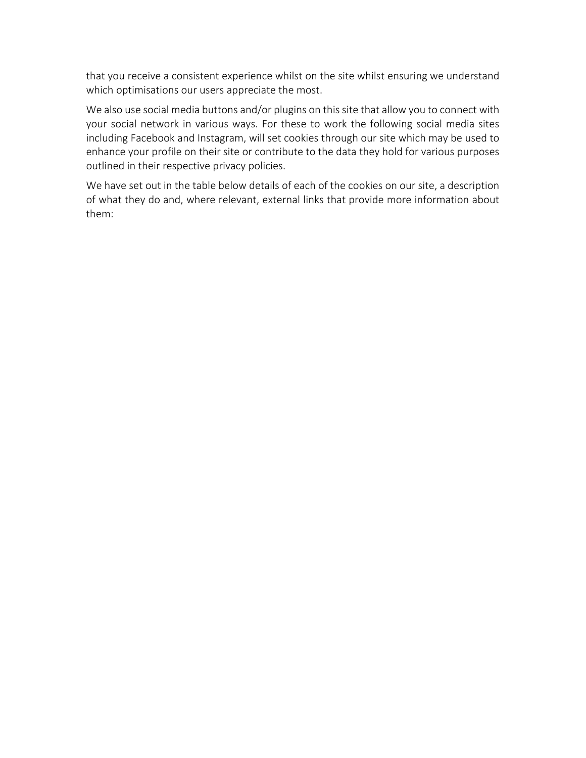that you receive a consistent experience whilst on the site whilst ensuring we understand which optimisations our users appreciate the most.

We also use social media buttons and/or plugins on this site that allow you to connect with your social network in various ways. For these to work the following social media sites including Facebook and Instagram, will set cookies through our site which may be used to enhance your profile on their site or contribute to the data they hold for various purposes outlined in their respective privacy policies.

We have set out in the table below details of each of the cookies on our site, a description of what they do and, where relevant, external links that provide more information about them: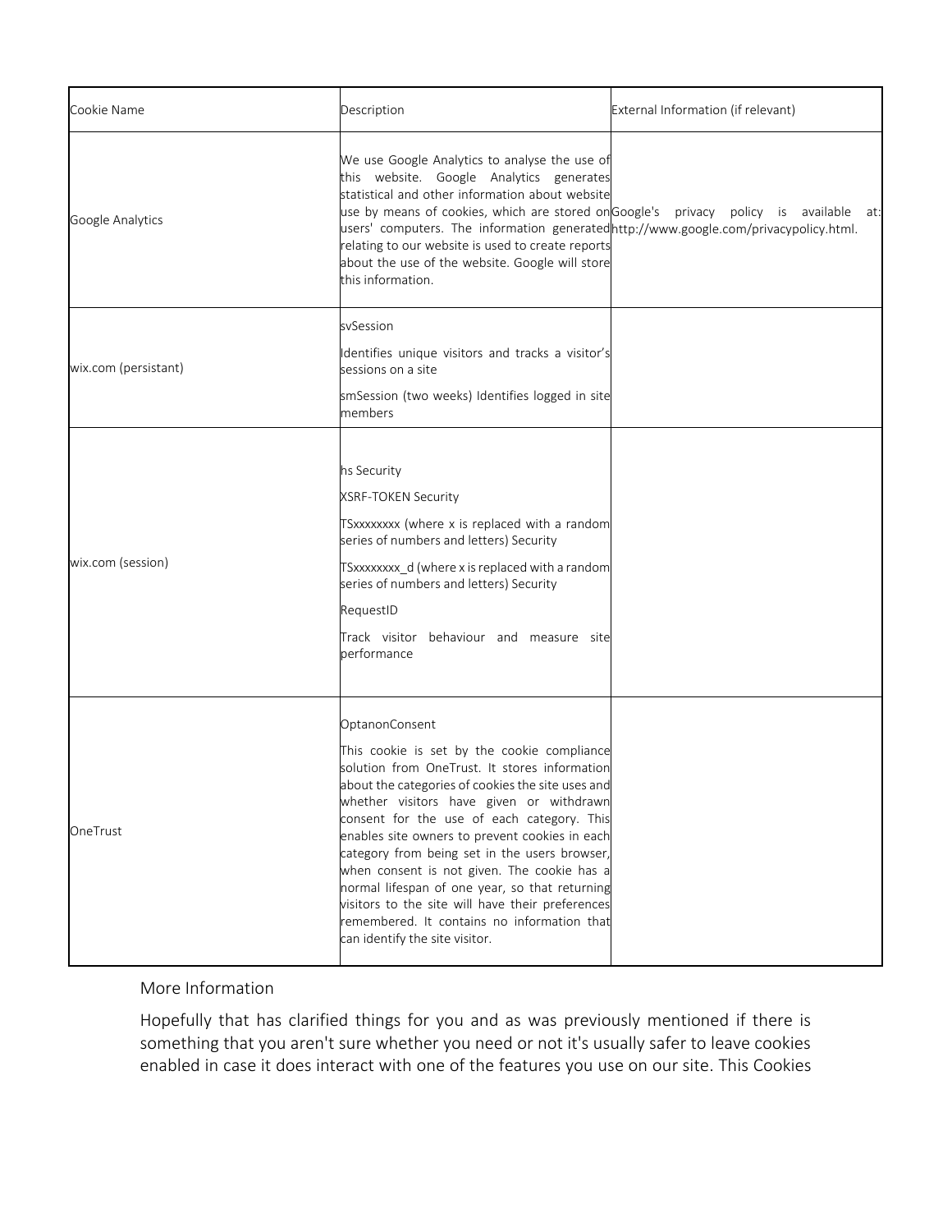| Cookie Name | Description | External Information (if relevant) |
| --- | --- | --- |
| Google Analytics | We use Google Analytics to analyse the use of this website. Google Analytics generates statistical and other information about website use by means of cookies, which are stored on users' computers. The information generated relating to our website is used to create reports about the use of the website. Google will store this information. | Google's privacy policy is available at: http://www.google.com/privacypolicy.html. |
| wix.com (persistant) | svSession<br><br>Identifies unique visitors and tracks a visitor's sessions on a site<br><br>smSession (two weeks) Identifies logged in site members | |
| wix.com (session) | hs Security<br><br>XSRF-TOKEN Security<br><br>TSxxxxxxxx (where x is replaced with a random series of numbers and letters) Security<br><br>TSxxxxxxxx_d (where x is replaced with a random series of numbers and letters) Security<br><br>RequestID<br><br>Track visitor behaviour and measure site performance | |
| OneTrust | OptanonConsent<br><br>This cookie is set by the cookie compliance solution from OneTrust. It stores information about the categories of cookies the site uses and whether visitors have given or withdrawn consent for the use of each category. This enables site owners to prevent cookies in each category from being set in the users browser, when consent is not given. The cookie has a normal lifespan of one year, so that returning visitors to the site will have their preferences remembered. It contains no information that can identify the site visitor. | |

More Information

Hopefully that has clarified things for you and as was previously mentioned if there is something that you aren't sure whether you need or not it's usually safer to leave cookies enabled in case it does interact with one of the features you use on our site. This Cookies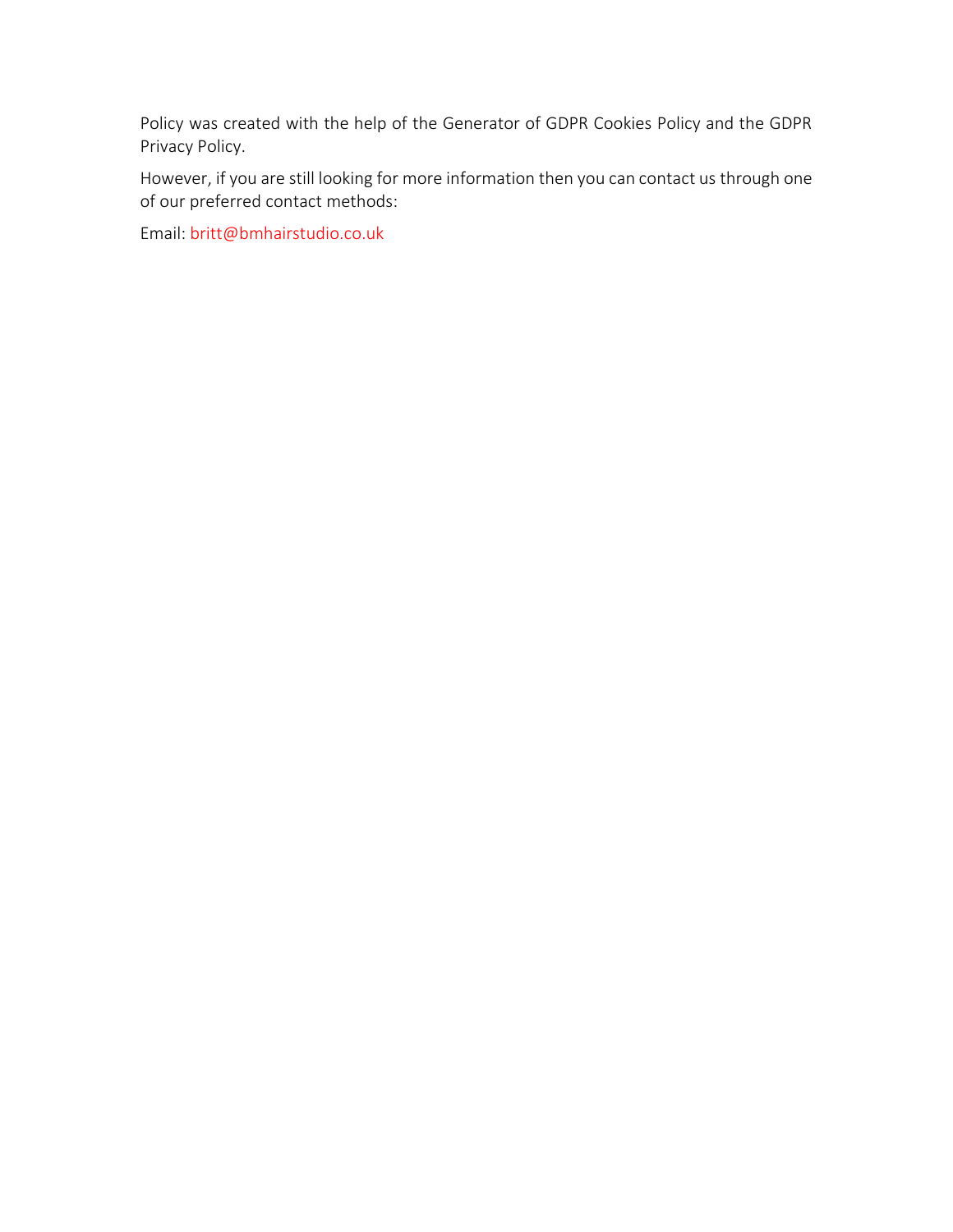Policy was created with the help of the Generator of GDPR Cookies Policy and the GDPR Privacy Policy.

However, if you are still looking for more information then you can contact us through one of our preferred contact methods:

Email: britt@bmhairstudio.co.uk